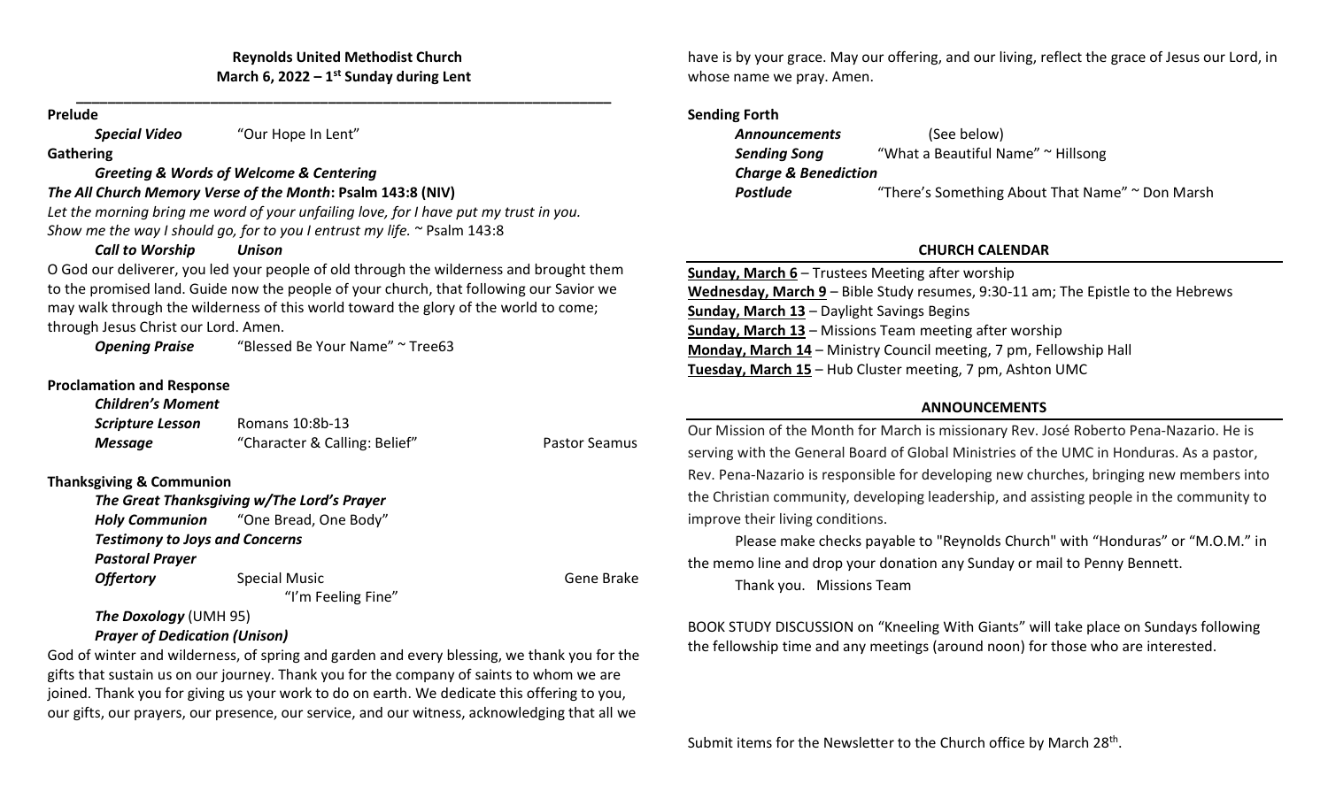**Reynolds United Methodist Church**
**March 6, 2022 – 1st Sunday during Lent**

---

**Prelude**

***Special Video*** "Our Hope In Lent"

**Gathering**

***Greeting & Words of Welcome & Centering***

***The All Church Memory Verse of the Month*: Psalm 143:8 (NIV)**

*Let the morning bring me word of your unfailing love, for I have put my trust in you. Show me the way I should go, for to you I entrust my life.* ~ Psalm 143:8

***Call to Worship*** ***Unison***

O God our deliverer, you led your people of old through the wilderness and brought them to the promised land. Guide now the people of your church, that following our Savior we may walk through the wilderness of this world toward the glory of the world to come; through Jesus Christ our Lord. Amen.

***Opening Praise*** "Blessed Be Your Name" ~ Tree63

**Proclamation and Response**

***Children's Moment***

***Scripture Lesson*** Romans 10:8b-13

***Message*** "Character & Calling: Belief" Pastor Seamus

**Thanksgiving & Communion**

***The Great Thanksgiving w/The Lord's Prayer***

***Holy Communion*** "One Bread, One Body"

***Testimony to Joys and Concerns***

***Pastoral Prayer***

***Offertory*** Special Music Gene Brake
"I'm Feeling Fine"

***The Doxology*** (UMH 95)

***Prayer of Dedication (Unison)***

God of winter and wilderness, of spring and garden and every blessing, we thank you for the gifts that sustain us on our journey. Thank you for the company of saints to whom we are joined. Thank you for giving us your work to do on earth. We dedicate this offering to you, our gifts, our prayers, our presence, our service, and our witness, acknowledging that all we have is by your grace. May our offering, and our living, reflect the grace of Jesus our Lord, in whose name we pray. Amen.

**Sending Forth**

***Announcements*** (See below)

***Sending Song*** "What a Beautiful Name" ~ Hillsong

***Charge & Benediction***

***Postlude*** "There's Something About That Name" ~ Don Marsh

## CHURCH CALENDAR

**Sunday, March 6** – Trustees Meeting after worship
**Wednesday, March 9** – Bible Study resumes, 9:30-11 am; The Epistle to the Hebrews
**Sunday, March 13** – Daylight Savings Begins
**Sunday, March 13** – Missions Team meeting after worship
**Monday, March 14** – Ministry Council meeting, 7 pm, Fellowship Hall
**Tuesday, March 15** – Hub Cluster meeting, 7 pm, Ashton UMC

## ANNOUNCEMENTS

Our Mission of the Month for March is missionary Rev. José Roberto Pena-Nazario. He is serving with the General Board of Global Ministries of the UMC in Honduras. As a pastor, Rev. Pena-Nazario is responsible for developing new churches, bringing new members into the Christian community, developing leadership, and assisting people in the community to improve their living conditions.

Please make checks payable to "Reynolds Church" with "Honduras" or "M.O.M." in the memo line and drop your donation any Sunday or mail to Penny Bennett.

Thank you. Missions Team

BOOK STUDY DISCUSSION on "Kneeling With Giants" will take place on Sundays following the fellowship time and any meetings (around noon) for those who are interested.

Submit items for the Newsletter to the Church office by March 28th.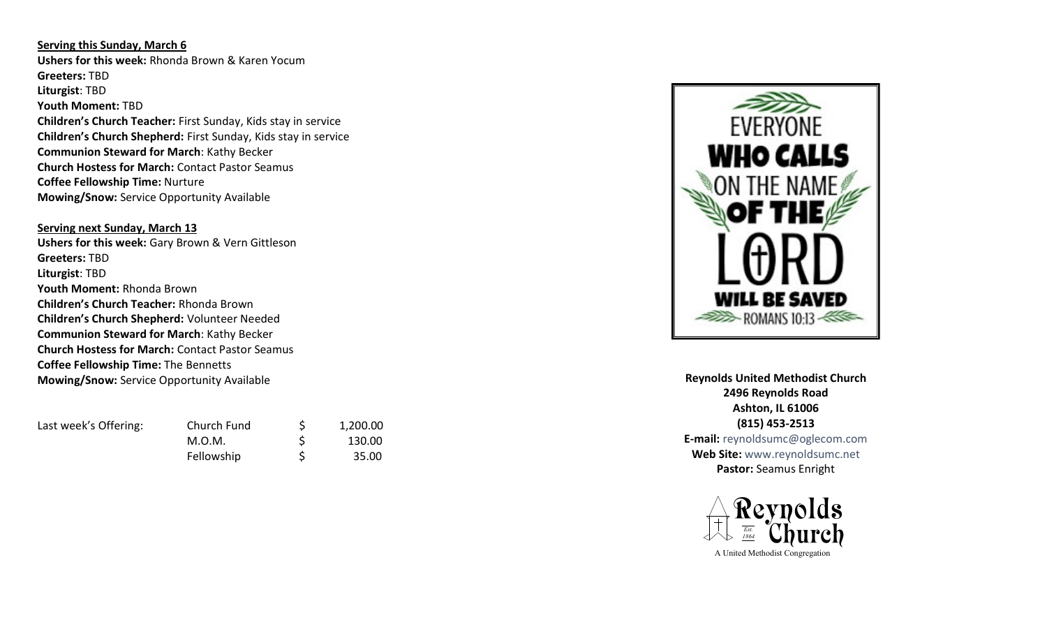**Serving this Sunday, March 6**

**Ushers for this week:** Rhonda Brown & Karen Yocum
**Greeters:** TBD
**Liturgist**: TBD
**Youth Moment:** TBD
**Children's Church Teacher:** First Sunday, Kids stay in service
**Children's Church Shepherd:** First Sunday, Kids stay in service
**Communion Steward for March**: Kathy Becker
**Church Hostess for March:** Contact Pastor Seamus
**Coffee Fellowship Time:** Nurture
**Mowing/Snow:** Service Opportunity Available

**Serving next Sunday, March 13**

**Ushers for this week:** Gary Brown & Vern Gittleson
**Greeters:** TBD
**Liturgist**: TBD
**Youth Moment:** Rhonda Brown
**Children's Church Teacher:** Rhonda Brown
**Children's Church Shepherd:** Volunteer Needed
**Communion Steward for March**: Kathy Becker
**Church Hostess for March:** Contact Pastor Seamus
**Coffee Fellowship Time:** The Bennetts
**Mowing/Snow:** Service Opportunity Available

| | | | |
|---|---|---|---|
| Last week's Offering: | Church Fund | $ | 1,200.00 |
| | M.O.M. | $ | 130.00 |
| | Fellowship | $ | 35.00 |

EVERYONE WHO CALLS ON THE NAME OF THE LORD WILL BE SAVED
ROMANS 10:13

**Reynolds United Methodist Church**
**2496 Reynolds Road**
**Ashton, IL 61006**
**(815) 453-2513**
**E-mail:** reynoldsumc@oglecom.com
**Web Site:** www.reynoldsumc.net
**Pastor:** Seamus Enright

Reynolds Church
Est. 1864
A United Methodist Congregation